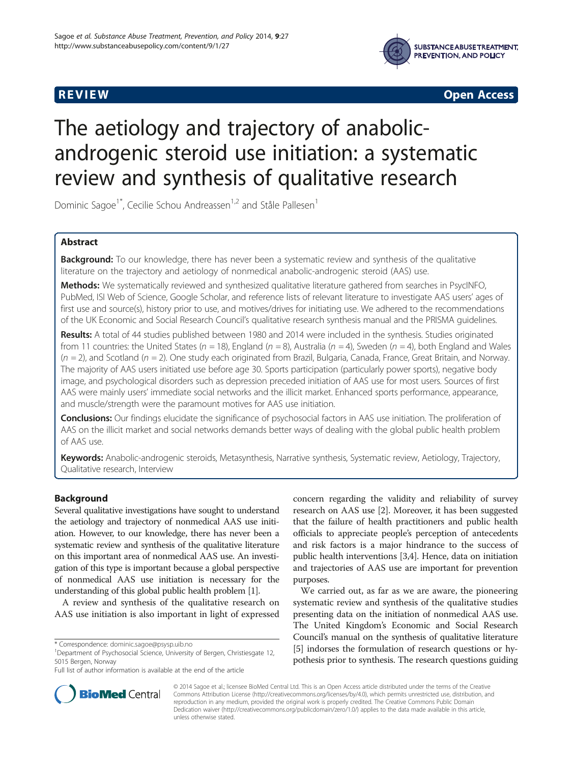**REVIEW** **Open Access**

# The aetiology and trajectory of anabolic-androgenic steroid use initiation: a systematic review and synthesis of qualitative research

Dominic Sagoe[1*], Cecilie Schou Andreassen[1,2] and Ståle Pallesen[1]

## Abstract

**Background:** To our knowledge, there has never been a systematic review and synthesis of the qualitative literature on the trajectory and aetiology of nonmedical anabolic-androgenic steroid (AAS) use.

**Methods:** We systematically reviewed and synthesized qualitative literature gathered from searches in PsycINFO, PubMed, ISI Web of Science, Google Scholar, and reference lists of relevant literature to investigate AAS users' ages of first use and source(s), history prior to use, and motives/drives for initiating use. We adhered to the recommendations of the UK Economic and Social Research Council's qualitative research synthesis manual and the PRISMA guidelines.

**Results:** A total of 44 studies published between 1980 and 2014 were included in the synthesis. Studies originated from 11 countries: the United States ($n = 18$), England ($n = 8$), Australia ($n = 4$), Sweden ($n = 4$), both England and Wales ($n = 2$), and Scotland ($n = 2$). One study each originated from Brazil, Bulgaria, Canada, France, Great Britain, and Norway. The majority of AAS users initiated use before age 30. Sports participation (particularly power sports), negative body image, and psychological disorders such as depression preceded initiation of AAS use for most users. Sources of first AAS were mainly users' immediate social networks and the illicit market. Enhanced sports performance, appearance, and muscle/strength were the paramount motives for AAS use initiation.

**Conclusions:** Our findings elucidate the significance of psychosocial factors in AAS use initiation. The proliferation of AAS on the illicit market and social networks demands better ways of dealing with the global public health problem of AAS use.

**Keywords:** Anabolic-androgenic steroids, Metasynthesis, Narrative synthesis, Systematic review, Aetiology, Trajectory, Qualitative research, Interview

## Background

Several qualitative investigations have sought to understand the aetiology and trajectory of nonmedical AAS use initiation. However, to our knowledge, there has never been a systematic review and synthesis of the qualitative literature on this important area of nonmedical AAS use. An investigation of this type is important because a global perspective of nonmedical AAS use initiation is necessary for the understanding of this global public health problem [1].

A review and synthesis of the qualitative research on AAS use initiation is also important in light of expressed concern regarding the validity and reliability of survey research on AAS use [2]. Moreover, it has been suggested that the failure of health practitioners and public health officials to appreciate people's perception of antecedents and risk factors is a major hindrance to the success of public health interventions [3,4]. Hence, data on initiation and trajectories of AAS use are important for prevention purposes.

We carried out, as far as we are aware, the pioneering systematic review and synthesis of the qualitative studies presenting data on the initiation of nonmedical AAS use. The United Kingdom's Economic and Social Research Council's manual on the synthesis of qualitative literature [5] indorses the formulation of research questions or hypothesis prior to synthesis. The research questions guiding

\* Correspondence: dominic.sagoe@psysp.uib.no
[1]Department of Psychosocial Science, University of Bergen, Christiesgate 12, 5015 Bergen, Norway
Full list of author information is available at the end of the article

© 2014 Sagoe et al.; licensee BioMed Central Ltd. This is an Open Access article distributed under the terms of the Creative Commons Attribution License (http://creativecommons.org/licenses/by/4.0), which permits unrestricted use, distribution, and reproduction in any medium, provided the original work is properly credited. The Creative Commons Public Domain Dedication waiver (http://creativecommons.org/publicdomain/zero/1.0/) applies to the data made available in this article, unless otherwise stated.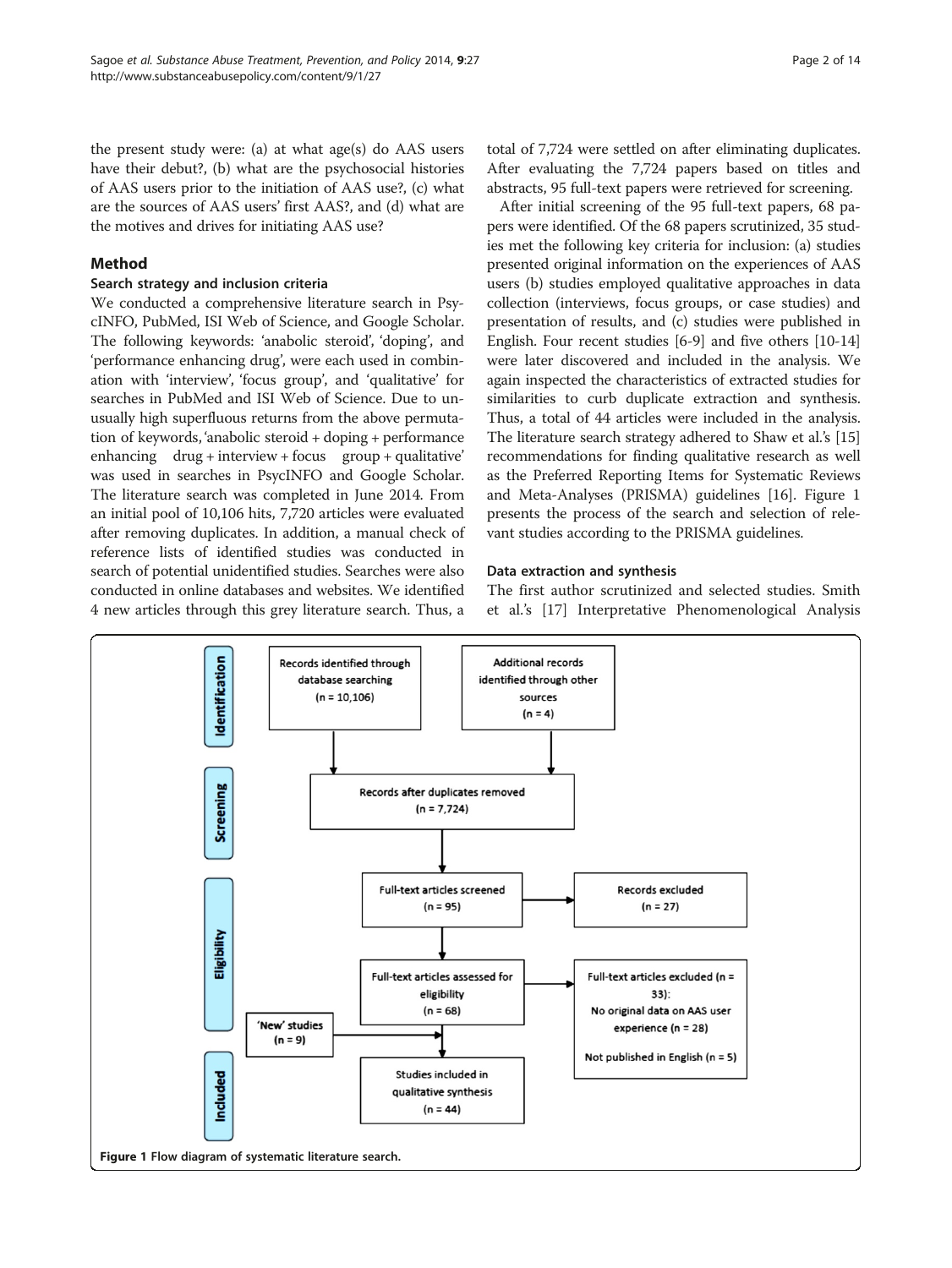the present study were: (a) at what age(s) do AAS users have their debut?, (b) what are the psychosocial histories of AAS users prior to the initiation of AAS use?, (c) what are the sources of AAS users' first AAS?, and (d) what are the motives and drives for initiating AAS use?

## Method

### Search strategy and inclusion criteria

We conducted a comprehensive literature search in PsycINFO, PubMed, ISI Web of Science, and Google Scholar. The following keywords: 'anabolic steroid', 'doping', and 'performance enhancing drug', were each used in combination with 'interview', 'focus group', and 'qualitative' for searches in PubMed and ISI Web of Science. Due to unusually high superfluous returns from the above permutation of keywords, 'anabolic steroid + doping + performance enhancing drug + interview + focus group + qualitative' was used in searches in PsycINFO and Google Scholar. The literature search was completed in June 2014. From an initial pool of 10,106 hits, 7,720 articles were evaluated after removing duplicates. In addition, a manual check of reference lists of identified studies was conducted in search of potential unidentified studies. Searches were also conducted in online databases and websites. We identified 4 new articles through this grey literature search. Thus, a total of 7,724 were settled on after eliminating duplicates. After evaluating the 7,724 papers based on titles and abstracts, 95 full-text papers were retrieved for screening.

After initial screening of the 95 full-text papers, 68 papers were identified. Of the 68 papers scrutinized, 35 studies met the following key criteria for inclusion: (a) studies presented original information on the experiences of AAS users (b) studies employed qualitative approaches in data collection (interviews, focus groups, or case studies) and presentation of results, and (c) studies were published in English. Four recent studies [6-9] and five others [10-14] were later discovered and included in the analysis. We again inspected the characteristics of extracted studies for similarities to curb duplicate extraction and synthesis. Thus, a total of 44 articles were included in the analysis. The literature search strategy adhered to Shaw et al.'s [15] recommendations for finding qualitative research as well as the Preferred Reporting Items for Systematic Reviews and Meta-Analyses (PRISMA) guidelines [16]. Figure 1 presents the process of the search and selection of relevant studies according to the PRISMA guidelines.

### Data extraction and synthesis

The first author scrutinized and selected studies. Smith et al.'s [17] Interpretative Phenomenological Analysis

**Identification**

- Records identified through database searching (n = 10,106)
- Additional records identified through other sources (n = 4)

**Screening**

- Records after duplicates removed (n = 7,724)

**Eligibility**

- Full-text articles screened (n = 95) → Records excluded (n = 27)
- Full-text articles assessed for eligibility (n = 68) → Full-text articles excluded (n = 33): No original data on AAS user experience (n = 28); Not published in English (n = 5)
- 'New' studies (n = 9)

**Included**

- Studies included in qualitative synthesis (n = 44)

Figure 1 Flow diagram of systematic literature search.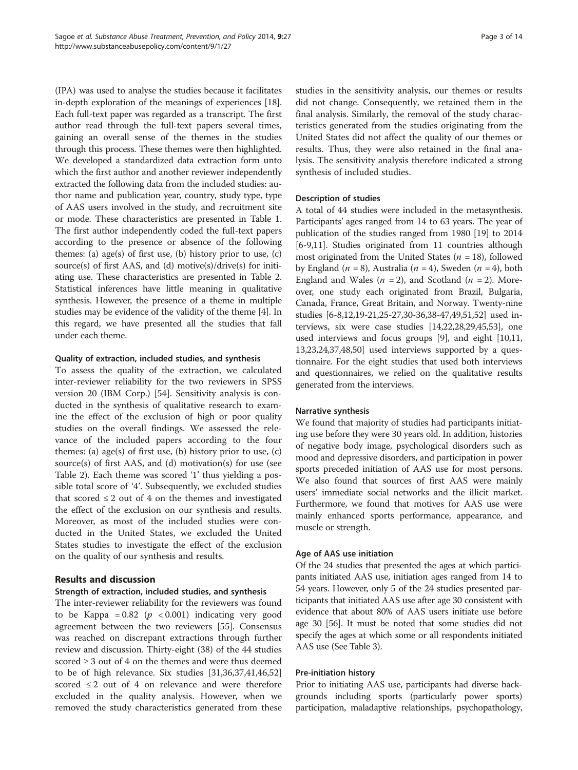(IPA) was used to analyse the studies because it facilitates in-depth exploration of the meanings of experiences [18]. Each full-text paper was regarded as a transcript. The first author read through the full-text papers several times, gaining an overall sense of the themes in the studies through this process. These themes were then highlighted. We developed a standardized data extraction form unto which the first author and another reviewer independently extracted the following data from the included studies: author name and publication year, country, study type, type of AAS users involved in the study, and recruitment site or mode. These characteristics are presented in Table 1. The first author independently coded the full-text papers according to the presence or absence of the following themes: (a) age(s) of first use, (b) history prior to use, (c) source(s) of first AAS, and (d) motive(s)/drive(s) for initiating use. These characteristics are presented in Table 2. Statistical inferences have little meaning in qualitative synthesis. However, the presence of a theme in multiple studies may be evidence of the validity of the theme [4]. In this regard, we have presented all the studies that fall under each theme.

#### Quality of extraction, included studies, and synthesis

To assess the quality of the extraction, we calculated inter-reviewer reliability for the two reviewers in SPSS version 20 (IBM Corp.) [54]. Sensitivity analysis is conducted in the synthesis of qualitative research to examine the effect of the exclusion of high or poor quality studies on the overall findings. We assessed the relevance of the included papers according to the four themes: (a) age(s) of first use, (b) history prior to use, (c) source(s) of first AAS, and (d) motivation(s) for use (see Table 2). Each theme was scored '1' thus yielding a possible total score of '4'. Subsequently, we excluded studies that scored ≤ 2 out of 4 on the themes and investigated the effect of the exclusion on our synthesis and results. Moreover, as most of the included studies were conducted in the United States, we excluded the United States studies to investigate the effect of the exclusion on the quality of our synthesis and results.

## Results and discussion

#### Strength of extraction, included studies, and synthesis

The inter-reviewer reliability for the reviewers was found to be Kappa = 0.82 ($p < 0.001$) indicating very good agreement between the two reviewers [55]. Consensus was reached on discrepant extractions through further review and discussion. Thirty-eight (38) of the 44 studies scored ≥ 3 out of 4 on the themes and were thus deemed to be of high relevance. Six studies [31,36,37,41,46,52] scored ≤ 2 out of 4 on relevance and were therefore excluded in the quality analysis. However, when we removed the study characteristics generated from these studies in the sensitivity analysis, our themes or results did not change. Consequently, we retained them in the final analysis. Similarly, the removal of the study characteristics generated from the studies originating from the United States did not affect the quality of our themes or results. Thus, they were also retained in the final analysis. The sensitivity analysis therefore indicated a strong synthesis of included studies.

#### Description of studies

A total of 44 studies were included in the metasynthesis. Participants' ages ranged from 14 to 63 years. The year of publication of the studies ranged from 1980 [19] to 2014 [6-9,11]. Studies originated from 11 countries although most originated from the United States ($n = 18$), followed by England ($n = 8$), Australia ($n = 4$), Sweden ($n = 4$), both England and Wales ($n = 2$), and Scotland ($n = 2$). Moreover, one study each originated from Brazil, Bulgaria, Canada, France, Great Britain, and Norway. Twenty-nine studies [6-8,12,19-21,25-27,30-36,38-47,49,51,52] used interviews, six were case studies [14,22,28,29,45,53], one used interviews and focus groups [9], and eight [10,11,13,23,24,37,48,50] used interviews supported by a questionnaire. For the eight studies that used both interviews and questionnaires, we relied on the qualitative results generated from the interviews.

#### Narrative synthesis

We found that majority of studies had participants initiating use before they were 30 years old. In addition, histories of negative body image, psychological disorders such as mood and depressive disorders, and participation in power sports preceded initiation of AAS use for most persons. We also found that sources of first AAS were mainly users' immediate social networks and the illicit market. Furthermore, we found that motives for AAS use were mainly enhanced sports performance, appearance, and muscle or strength.

#### Age of AAS use initiation

Of the 24 studies that presented the ages at which participants initiated AAS use, initiation ages ranged from 14 to 54 years. However, only 5 of the 24 studies presented participants that initiated AAS use after age 30 consistent with evidence that about 80% of AAS users initiate use before age 30 [56]. It must be noted that some studies did not specify the ages at which some or all respondents initiated AAS use (See Table 3).

#### Pre-initiation history

Prior to initiating AAS use, participants had diverse backgrounds including sports (particularly power sports) participation, maladaptive relationships, psychopathology,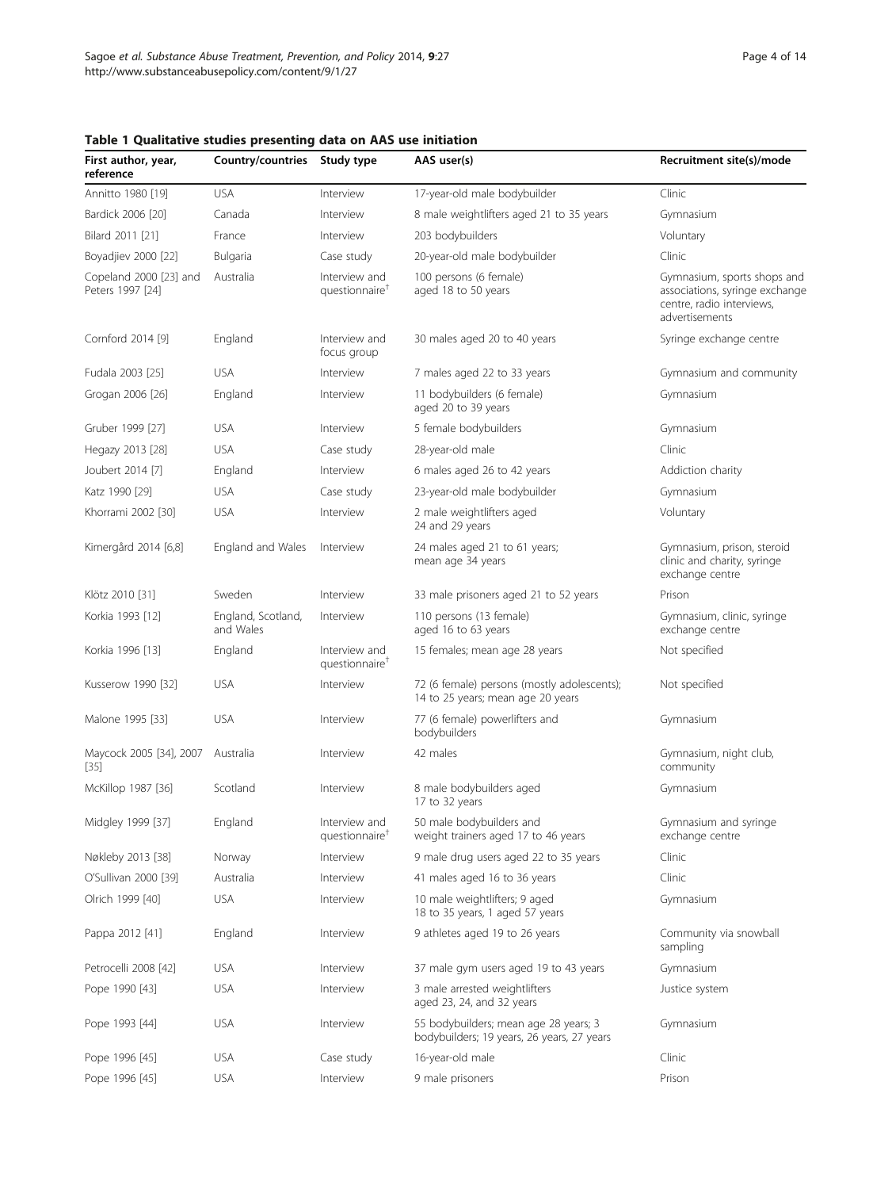**Table 1 Qualitative studies presenting data on AAS use initiation**

| First author, year, reference | Country/countries | Study type | AAS user(s) | Recruitment site(s)/mode |
|---|---|---|---|---|
| Annitto 1980 [19] | USA | Interview | 17-year-old male bodybuilder | Clinic |
| Bardick 2006 [20] | Canada | Interview | 8 male weightlifters aged 21 to 35 years | Gymnasium |
| Bilard 2011 [21] | France | Interview | 203 bodybuilders | Voluntary |
| Boyadjiev 2000 [22] | Bulgaria | Case study | 20-year-old male bodybuilder | Clinic |
| Copeland 2000 [23] and Peters 1997 [24] | Australia | Interview and questionnaire[†] | 100 persons (6 female) aged 18 to 50 years | Gymnasium, sports shops and associations, syringe exchange centre, radio interviews, advertisements |
| Cornford 2014 [9] | England | Interview and focus group | 30 males aged 20 to 40 years | Syringe exchange centre |
| Fudala 2003 [25] | USA | Interview | 7 males aged 22 to 33 years | Gymnasium and community |
| Grogan 2006 [26] | England | Interview | 11 bodybuilders (6 female) aged 20 to 39 years | Gymnasium |
| Gruber 1999 [27] | USA | Interview | 5 female bodybuilders | Gymnasium |
| Hegazy 2013 [28] | USA | Case study | 28-year-old male | Clinic |
| Joubert 2014 [7] | England | Interview | 6 males aged 26 to 42 years | Addiction charity |
| Katz 1990 [29] | USA | Case study | 23-year-old male bodybuilder | Gymnasium |
| Khorrami 2002 [30] | USA | Interview | 2 male weightlifters aged 24 and 29 years | Voluntary |
| Kimergård 2014 [6,8] | England and Wales | Interview | 24 males aged 21 to 61 years; mean age 34 years | Gymnasium, prison, steroid clinic and charity, syringe exchange centre |
| Klötz 2010 [31] | Sweden | Interview | 33 male prisoners aged 21 to 52 years | Prison |
| Korkia 1993 [12] | England, Scotland, and Wales | Interview | 110 persons (13 female) aged 16 to 63 years | Gymnasium, clinic, syringe exchange centre |
| Korkia 1996 [13] | England | Interview and questionnaire[†] | 15 females; mean age 28 years | Not specified |
| Kusserow 1990 [32] | USA | Interview | 72 (6 female) persons (mostly adolescents); 14 to 25 years; mean age 20 years | Not specified |
| Malone 1995 [33] | USA | Interview | 77 (6 female) powerlifters and bodybuilders | Gymnasium |
| Maycock 2005 [34], 2007 [35] | Australia | Interview | 42 males | Gymnasium, night club, community |
| McKillop 1987 [36] | Scotland | Interview | 8 male bodybuilders aged 17 to 32 years | Gymnasium |
| Midgley 1999 [37] | England | Interview and questionnaire[†] | 50 male bodybuilders and weight trainers aged 17 to 46 years | Gymnasium and syringe exchange centre |
| Nøkleby 2013 [38] | Norway | Interview | 9 male drug users aged 22 to 35 years | Clinic |
| O'Sullivan 2000 [39] | Australia | Interview | 41 males aged 16 to 36 years | Clinic |
| Olrich 1999 [40] | USA | Interview | 10 male weightlifters; 9 aged 18 to 35 years, 1 aged 57 years | Gymnasium |
| Pappa 2012 [41] | England | Interview | 9 athletes aged 19 to 26 years | Community via snowball sampling |
| Petrocelli 2008 [42] | USA | Interview | 37 male gym users aged 19 to 43 years | Gymnasium |
| Pope 1990 [43] | USA | Interview | 3 male arrested weightlifters aged 23, 24, and 32 years | Justice system |
| Pope 1993 [44] | USA | Interview | 55 bodybuilders; mean age 28 years; 3 bodybuilders; 19 years, 26 years, 27 years | Gymnasium |
| Pope 1996 [45] | USA | Case study | 16-year-old male | Clinic |
| Pope 1996 [45] | USA | Interview | 9 male prisoners | Prison |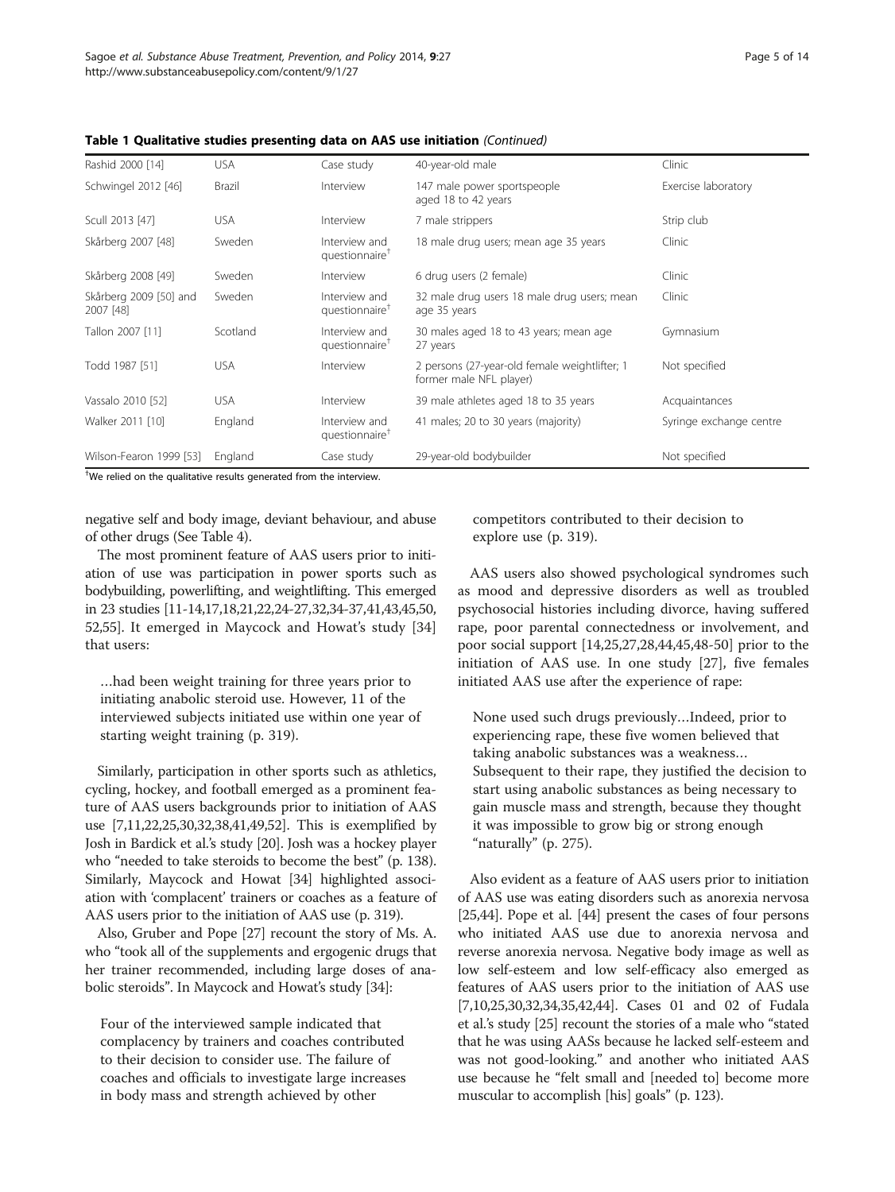**Table 1 Qualitative studies presenting data on AAS use initiation** *(Continued)*

| | | | | |
|---|---|---|---|---|
| Rashid 2000 [14] | USA | Case study | 40-year-old male | Clinic |
| Schwingel 2012 [46] | Brazil | Interview | 147 male power sportspeople aged 18 to 42 years | Exercise laboratory |
| Scull 2013 [47] | USA | Interview | 7 male strippers | Strip club |
| Skårberg 2007 [48] | Sweden | Interview and questionnaire[†] | 18 male drug users; mean age 35 years | Clinic |
| Skårberg 2008 [49] | Sweden | Interview | 6 drug users (2 female) | Clinic |
| Skårberg 2009 [50] and 2007 [48] | Sweden | Interview and questionnaire[†] | 32 male drug users 18 male drug users; mean age 35 years | Clinic |
| Tallon 2007 [11] | Scotland | Interview and questionnaire[†] | 30 males aged 18 to 43 years; mean age 27 years | Gymnasium |
| Todd 1987 [51] | USA | Interview | 2 persons (27-year-old female weightlifter; 1 former male NFL player) | Not specified |
| Vassalo 2010 [52] | USA | Interview | 39 male athletes aged 18 to 35 years | Acquaintances |
| Walker 2011 [10] | England | Interview and questionnaire[†] | 41 males; 20 to 30 years (majority) | Syringe exchange centre |
| Wilson-Fearon 1999 [53] | England | Case study | 29-year-old bodybuilder | Not specified |

[†]We relied on the qualitative results generated from the interview.

negative self and body image, deviant behaviour, and abuse of other drugs (See Table 4).

The most prominent feature of AAS users prior to initiation of use was participation in power sports such as bodybuilding, powerlifting, and weightlifting. This emerged in 23 studies [11-14,17,18,21,22,24-27,32,34-37,41,43,45,50,52,55]. It emerged in Maycock and Howat's study [34] that users:

> …had been weight training for three years prior to initiating anabolic steroid use. However, 11 of the interviewed subjects initiated use within one year of starting weight training (p. 319).

Similarly, participation in other sports such as athletics, cycling, hockey, and football emerged as a prominent feature of AAS users backgrounds prior to initiation of AAS use [7,11,22,25,30,32,38,41,49,52]. This is exemplified by Josh in Bardick et al.'s study [20]. Josh was a hockey player who "needed to take steroids to become the best" (p. 138). Similarly, Maycock and Howat [34] highlighted association with 'complacent' trainers or coaches as a feature of AAS users prior to the initiation of AAS use (p. 319).

Also, Gruber and Pope [27] recount the story of Ms. A. who "took all of the supplements and ergogenic drugs that her trainer recommended, including large doses of anabolic steroids". In Maycock and Howat's study [34]:

> Four of the interviewed sample indicated that complacency by trainers and coaches contributed to their decision to consider use. The failure of coaches and officials to investigate large increases in body mass and strength achieved by other competitors contributed to their decision to explore use (p. 319).

AAS users also showed psychological syndromes such as mood and depressive disorders as well as troubled psychosocial histories including divorce, having suffered rape, poor parental connectedness or involvement, and poor social support [14,25,27,28,44,45,48-50] prior to the initiation of AAS use. In one study [27], five females initiated AAS use after the experience of rape:

> None used such drugs previously…Indeed, prior to experiencing rape, these five women believed that taking anabolic substances was a weakness… Subsequent to their rape, they justified the decision to start using anabolic substances as being necessary to gain muscle mass and strength, because they thought it was impossible to grow big or strong enough "naturally" (p. 275).

Also evident as a feature of AAS users prior to initiation of AAS use was eating disorders such as anorexia nervosa [25,44]. Pope et al. [44] present the cases of four persons who initiated AAS use due to anorexia nervosa and reverse anorexia nervosa. Negative body image as well as low self-esteem and low self-efficacy also emerged as features of AAS users prior to the initiation of AAS use [7,10,25,30,32,34,35,42,44]. Cases 01 and 02 of Fudala et al.'s study [25] recount the stories of a male who "stated that he was using AASs because he lacked self-esteem and was not good-looking." and another who initiated AAS use because he "felt small and [needed to] become more muscular to accomplish [his] goals" (p. 123).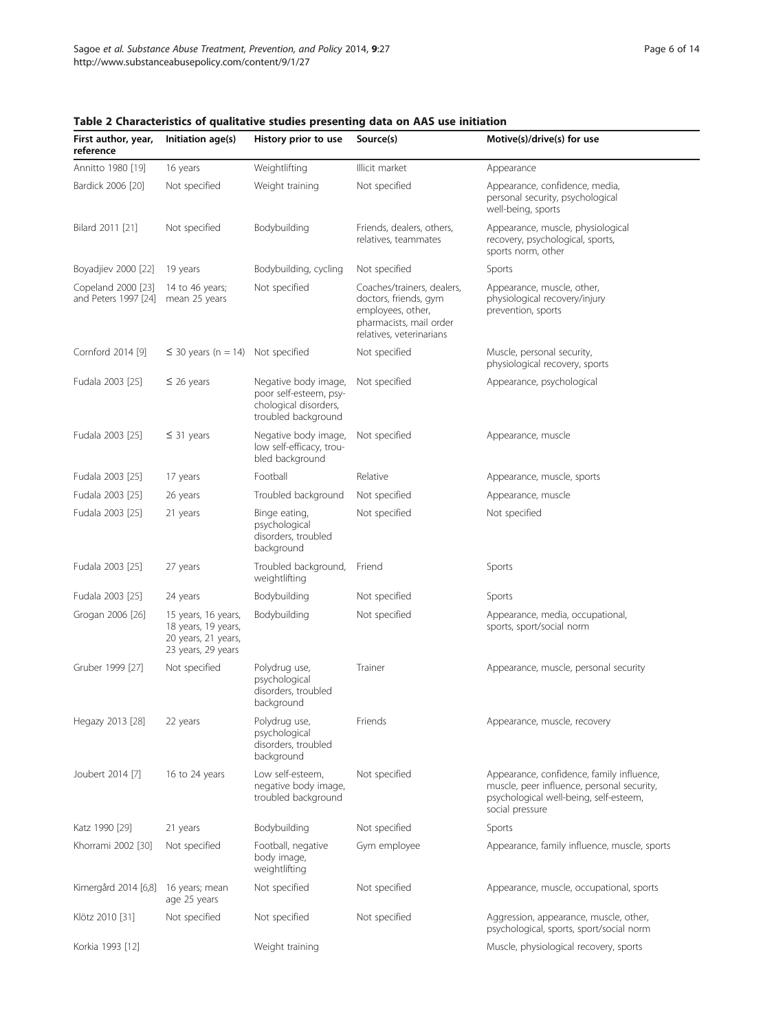**Table 2 Characteristics of qualitative studies presenting data on AAS use initiation**

| First author, year, reference | Initiation age(s) | History prior to use | Source(s) | Motive(s)/drive(s) for use |
| --- | --- | --- | --- | --- |
| Annitto 1980 [19] | 16 years | Weightlifting | Illicit market | Appearance |
| Bardick 2006 [20] | Not specified | Weight training | Not specified | Appearance, confidence, media, personal security, psychological well-being, sports |
| Bilard 2011 [21] | Not specified | Bodybuilding | Friends, dealers, others, relatives, teammates | Appearance, muscle, physiological recovery, psychological, sports, sports norm, other |
| Boyadjiev 2000 [22] | 19 years | Bodybuilding, cycling | Not specified | Sports |
| Copeland 2000 [23] and Peters 1997 [24] | 14 to 46 years; mean 25 years | Not specified | Coaches/trainers, dealers, doctors, friends, gym employees, other, pharmacists, mail order relatives, veterinarians | Appearance, muscle, other, physiological recovery/injury prevention, sports |
| Cornford 2014 [9] | ≤ 30 years (n = 14) | Not specified | Not specified | Muscle, personal security, physiological recovery, sports |
| Fudala 2003 [25] | ≤ 26 years | Negative body image, poor self-esteem, psychological disorders, troubled background | Not specified | Appearance, psychological |
| Fudala 2003 [25] | ≤ 31 years | Negative body image, low self-efficacy, troubled background | Not specified | Appearance, muscle |
| Fudala 2003 [25] | 17 years | Football | Relative | Appearance, muscle, sports |
| Fudala 2003 [25] | 26 years | Troubled background | Not specified | Appearance, muscle |
| Fudala 2003 [25] | 21 years | Binge eating, psychological disorders, troubled background | Not specified | Not specified |
| Fudala 2003 [25] | 27 years | Troubled background, weightlifting | Friend | Sports |
| Fudala 2003 [25] | 24 years | Bodybuilding | Not specified | Sports |
| Grogan 2006 [26] | 15 years, 16 years, 18 years, 19 years, 20 years, 21 years, 23 years, 29 years | Bodybuilding | Not specified | Appearance, media, occupational, sports, sport/social norm |
| Gruber 1999 [27] | Not specified | Polydrug use, psychological disorders, troubled background | Trainer | Appearance, muscle, personal security |
| Hegazy 2013 [28] | 22 years | Polydrug use, psychological disorders, troubled background | Friends | Appearance, muscle, recovery |
| Joubert 2014 [7] | 16 to 24 years | Low self-esteem, negative body image, troubled background | Not specified | Appearance, confidence, family influence, muscle, peer influence, personal security, psychological well-being, self-esteem, social pressure |
| Katz 1990 [29] | 21 years | Bodybuilding | Not specified | Sports |
| Khorrami 2002 [30] | Not specified | Football, negative body image, weightlifting | Gym employee | Appearance, family influence, muscle, sports |
| Kimergård 2014 [6,8] | 16 years; mean age 25 years | Not specified | Not specified | Appearance, muscle, occupational, sports |
| Klötz 2010 [31] | Not specified | Not specified | Not specified | Aggression, appearance, muscle, other, psychological, sports, sport/social norm |
| Korkia 1993 [12] | | Weight training | | Muscle, physiological recovery, sports |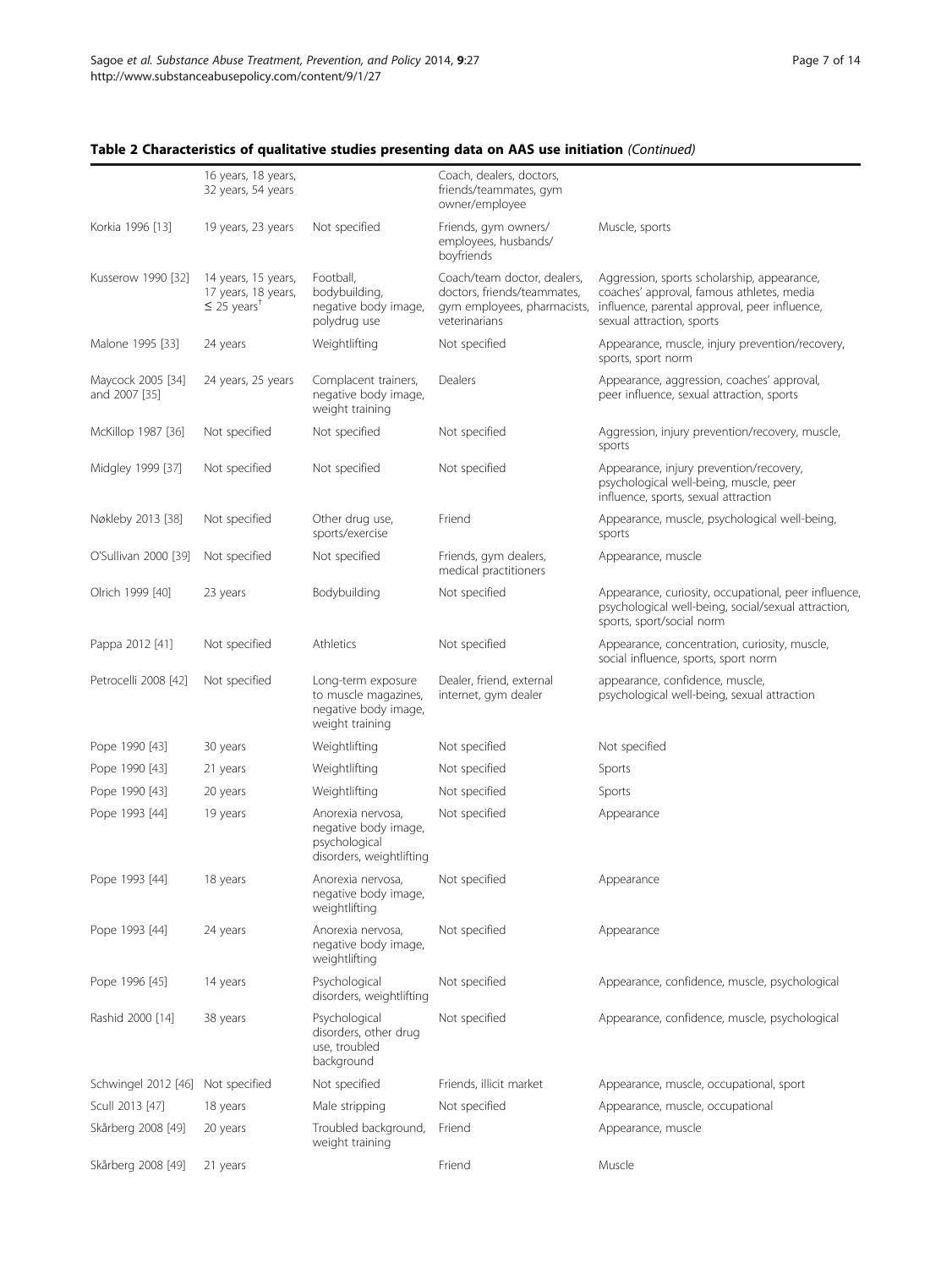**Table 2 Characteristics of qualitative studies presenting data on AAS use initiation** *(Continued)*

| | | | | |
|---|---|---|---|---|
| | 16 years, 18 years, 32 years, 54 years | | Coach, dealers, doctors, friends/teammates, gym owner/employee | |
| Korkia 1996 [13] | 19 years, 23 years | Not specified | Friends, gym owners/ employees, husbands/ boyfriends | Muscle, sports |
| Kusserow 1990 [32] | 14 years, 15 years, 17 years, 18 years, ≤ 25 years[†] | Football, bodybuilding, negative body image, polydrug use | Coach/team doctor, dealers, doctors, friends/teammates, gym employees, pharmacists, veterinarians | Aggression, sports scholarship, appearance, coaches' approval, famous athletes, media influence, parental approval, peer influence, sexual attraction, sports |
| Malone 1995 [33] | 24 years | Weightlifting | Not specified | Appearance, muscle, injury prevention/recovery, sports, sport norm |
| Maycock 2005 [34] and 2007 [35] | 24 years, 25 years | Complacent trainers, negative body image, weight training | Dealers | Appearance, aggression, coaches' approval, peer influence, sexual attraction, sports |
| McKillop 1987 [36] | Not specified | Not specified | Not specified | Aggression, injury prevention/recovery, muscle, sports |
| Midgley 1999 [37] | Not specified | Not specified | Not specified | Appearance, injury prevention/recovery, psychological well-being, muscle, peer influence, sports, sexual attraction |
| Nøkleby 2013 [38] | Not specified | Other drug use, sports/exercise | Friend | Appearance, muscle, psychological well-being, sports |
| O'Sullivan 2000 [39] | Not specified | Not specified | Friends, gym dealers, medical practitioners | Appearance, muscle |
| Olrich 1999 [40] | 23 years | Bodybuilding | Not specified | Appearance, curiosity, occupational, peer influence, psychological well-being, social/sexual attraction, sports, sport/social norm |
| Pappa 2012 [41] | Not specified | Athletics | Not specified | Appearance, concentration, curiosity, muscle, social influence, sports, sport norm |
| Petrocelli 2008 [42] | Not specified | Long-term exposure to muscle magazines, negative body image, weight training | Dealer, friend, external internet, gym dealer | appearance, confidence, muscle, psychological well-being, sexual attraction |
| Pope 1990 [43] | 30 years | Weightlifting | Not specified | Not specified |
| Pope 1990 [43] | 21 years | Weightlifting | Not specified | Sports |
| Pope 1990 [43] | 20 years | Weightlifting | Not specified | Sports |
| Pope 1993 [44] | 19 years | Anorexia nervosa, negative body image, psychological disorders, weightlifting | Not specified | Appearance |
| Pope 1993 [44] | 18 years | Anorexia nervosa, negative body image, weightlifting | Not specified | Appearance |
| Pope 1993 [44] | 24 years | Anorexia nervosa, negative body image, weightlifting | Not specified | Appearance |
| Pope 1996 [45] | 14 years | Psychological disorders, weightlifting | Not specified | Appearance, confidence, muscle, psychological |
| Rashid 2000 [14] | 38 years | Psychological disorders, other drug use, troubled background | Not specified | Appearance, confidence, muscle, psychological |
| Schwingel 2012 [46] | Not specified | Not specified | Friends, illicit market | Appearance, muscle, occupational, sport |
| Scull 2013 [47] | 18 years | Male stripping | Not specified | Appearance, muscle, occupational |
| Skårberg 2008 [49] | 20 years | Troubled background, weight training | Friend | Appearance, muscle |
| Skårberg 2008 [49] | 21 years | | Friend | Muscle |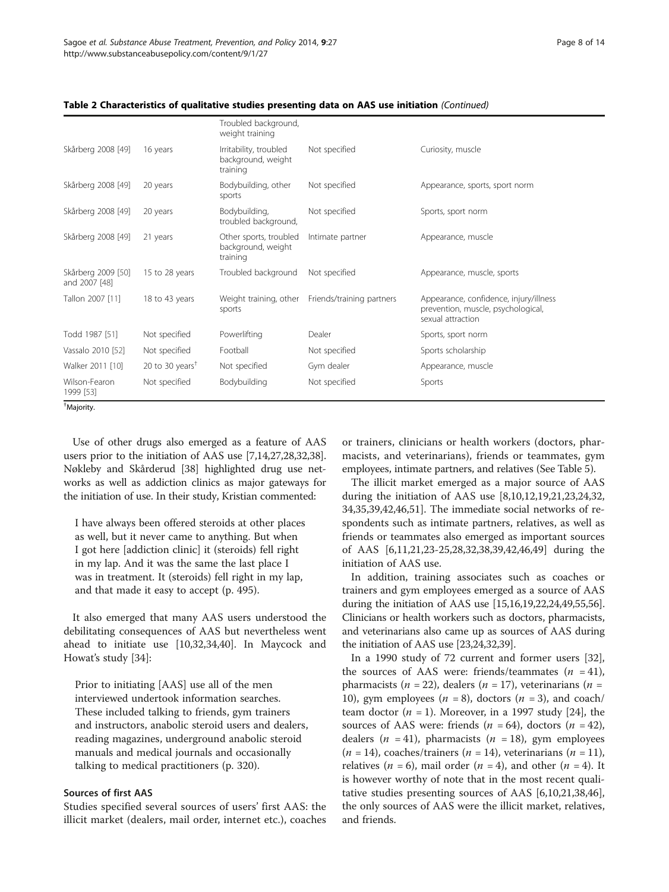**Table 2 Characteristics of qualitative studies presenting data on AAS use initiation** *(Continued)*

| | | | | |
|---|---|---|---|---|
| | | Troubled background, weight training | | |
| Skårberg 2008 [49] | 16 years | Irritability, troubled background, weight training | Not specified | Curiosity, muscle |
| Skårberg 2008 [49] | 20 years | Bodybuilding, other sports | Not specified | Appearance, sports, sport norm |
| Skårberg 2008 [49] | 20 years | Bodybuilding, troubled background, | Not specified | Sports, sport norm |
| Skårberg 2008 [49] | 21 years | Other sports, troubled background, weight training | Intimate partner | Appearance, muscle |
| Skårberg 2009 [50] and 2007 [48] | 15 to 28 years | Troubled background | Not specified | Appearance, muscle, sports |
| Tallon 2007 [11] | 18 to 43 years | Weight training, other sports | Friends/training partners | Appearance, confidence, injury/illness prevention, muscle, psychological, sexual attraction |
| Todd 1987 [51] | Not specified | Powerlifting | Dealer | Sports, sport norm |
| Vassalo 2010 [52] | Not specified | Football | Not specified | Sports scholarship |
| Walker 2011 [10] | 20 to 30 years[†] | Not specified | Gym dealer | Appearance, muscle |
| Wilson-Fearon 1999 [53] | Not specified | Bodybuilding | Not specified | Sports |

[†]Majority.

Use of other drugs also emerged as a feature of AAS users prior to the initiation of AAS use [7,14,27,28,32,38]. Nøkleby and Skårderud [38] highlighted drug use networks as well as addiction clinics as major gateways for the initiation of use. In their study, Kristian commented:

> I have always been offered steroids at other places as well, but it never came to anything. But when I got here [addiction clinic] it (steroids) fell right in my lap. And it was the same the last place I was in treatment. It (steroids) fell right in my lap, and that made it easy to accept (p. 495).

It also emerged that many AAS users understood the debilitating consequences of AAS but nevertheless went ahead to initiate use [10,32,34,40]. In Maycock and Howat's study [34]:

> Prior to initiating [AAS] use all of the men interviewed undertook information searches. These included talking to friends, gym trainers and instructors, anabolic steroid users and dealers, reading magazines, underground anabolic steroid manuals and medical journals and occasionally talking to medical practitioners (p. 320).

### Sources of first AAS

Studies specified several sources of users' first AAS: the illicit market (dealers, mail order, internet etc.), coaches or trainers, clinicians or health workers (doctors, pharmacists, and veterinarians), friends or teammates, gym employees, intimate partners, and relatives (See Table 5).

The illicit market emerged as a major source of AAS during the initiation of AAS use [8,10,12,19,21,23,24,32,34,35,39,42,46,51]. The immediate social networks of respondents such as intimate partners, relatives, as well as friends or teammates also emerged as important sources of AAS [6,11,21,23-25,28,32,38,39,42,46,49] during the initiation of AAS use.

In addition, training associates such as coaches or trainers and gym employees emerged as a source of AAS during the initiation of AAS use [15,16,19,22,24,49,55,56]. Clinicians or health workers such as doctors, pharmacists, and veterinarians also came up as sources of AAS during the initiation of AAS use [23,24,32,39].

In a 1990 study of 72 current and former users [32], the sources of AAS were: friends/teammates ($n$ = 41), pharmacists ($n$ = 22), dealers ($n$ = 17), veterinarians ($n$ = 10), gym employees ($n$ = 8), doctors ($n$ = 3), and coach/team doctor ($n$ = 1). Moreover, in a 1997 study [24], the sources of AAS were: friends ($n$ = 64), doctors ($n$ = 42), dealers ($n$ = 41), pharmacists ($n$ = 18), gym employees ($n$ = 14), coaches/trainers ($n$ = 14), veterinarians ($n$ = 11), relatives ($n$ = 6), mail order ($n$ = 4), and other ($n$ = 4). It is however worthy of note that in the most recent qualitative studies presenting sources of AAS [6,10,21,38,46], the only sources of AAS were the illicit market, relatives, and friends.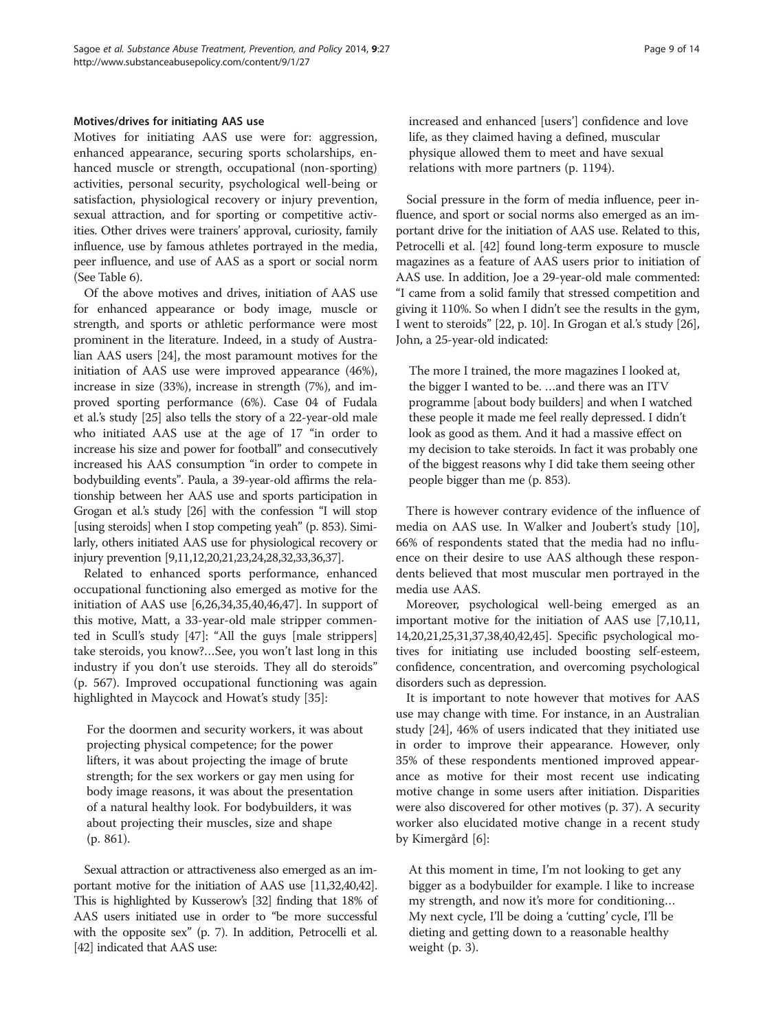#### Motives/drives for initiating AAS use

Motives for initiating AAS use were for: aggression, enhanced appearance, securing sports scholarships, enhanced muscle or strength, occupational (non-sporting) activities, personal security, psychological well-being or satisfaction, physiological recovery or injury prevention, sexual attraction, and for sporting or competitive activities. Other drives were trainers' approval, curiosity, family influence, use by famous athletes portrayed in the media, peer influence, and use of AAS as a sport or social norm (See Table 6).

Of the above motives and drives, initiation of AAS use for enhanced appearance or body image, muscle or strength, and sports or athletic performance were most prominent in the literature. Indeed, in a study of Australian AAS users [24], the most paramount motives for the initiation of AAS use were improved appearance (46%), increase in size (33%), increase in strength (7%), and improved sporting performance (6%). Case 04 of Fudala et al.'s study [25] also tells the story of a 22-year-old male who initiated AAS use at the age of 17 "in order to increase his size and power for football" and consecutively increased his AAS consumption "in order to compete in bodybuilding events". Paula, a 39-year-old affirms the relationship between her AAS use and sports participation in Grogan et al.'s study [26] with the confession "I will stop [using steroids] when I stop competing yeah" (p. 853). Similarly, others initiated AAS use for physiological recovery or injury prevention [9,11,12,20,21,23,24,28,32,33,36,37].

Related to enhanced sports performance, enhanced occupational functioning also emerged as motive for the initiation of AAS use [6,26,34,35,40,46,47]. In support of this motive, Matt, a 33-year-old male stripper commented in Scull's study [47]: "All the guys [male strippers] take steroids, you know?…See, you won't last long in this industry if you don't use steroids. They all do steroids" (p. 567). Improved occupational functioning was again highlighted in Maycock and Howat's study [35]:

> For the doormen and security workers, it was about projecting physical competence; for the power lifters, it was about projecting the image of brute strength; for the sex workers or gay men using for body image reasons, it was about the presentation of a natural healthy look. For bodybuilders, it was about projecting their muscles, size and shape (p. 861).

Sexual attraction or attractiveness also emerged as an important motive for the initiation of AAS use [11,32,40,42]. This is highlighted by Kusserow's [32] finding that 18% of AAS users initiated use in order to "be more successful with the opposite sex" (p. 7). In addition, Petrocelli et al. [42] indicated that AAS use:

> increased and enhanced [users'] confidence and love life, as they claimed having a defined, muscular physique allowed them to meet and have sexual relations with more partners (p. 1194).

Social pressure in the form of media influence, peer influence, and sport or social norms also emerged as an important drive for the initiation of AAS use. Related to this, Petrocelli et al. [42] found long-term exposure to muscle magazines as a feature of AAS users prior to initiation of AAS use. In addition, Joe a 29-year-old male commented: "I came from a solid family that stressed competition and giving it 110%. So when I didn't see the results in the gym, I went to steroids" [22, p. 10]. In Grogan et al.'s study [26], John, a 25-year-old indicated:

> The more I trained, the more magazines I looked at, the bigger I wanted to be. …and there was an ITV programme [about body builders] and when I watched these people it made me feel really depressed. I didn't look as good as them. And it had a massive effect on my decision to take steroids. In fact it was probably one of the biggest reasons why I did take them seeing other people bigger than me (p. 853).

There is however contrary evidence of the influence of media on AAS use. In Walker and Joubert's study [10], 66% of respondents stated that the media had no influence on their desire to use AAS although these respondents believed that most muscular men portrayed in the media use AAS.

Moreover, psychological well-being emerged as an important motive for the initiation of AAS use [7,10,11,14,20,21,25,31,37,38,40,42,45]. Specific psychological motives for initiating use included boosting self-esteem, confidence, concentration, and overcoming psychological disorders such as depression.

It is important to note however that motives for AAS use may change with time. For instance, in an Australian study [24], 46% of users indicated that they initiated use in order to improve their appearance. However, only 35% of these respondents mentioned improved appearance as motive for their most recent use indicating motive change in some users after initiation. Disparities were also discovered for other motives (p. 37). A security worker also elucidated motive change in a recent study by Kimergård [6]:

> At this moment in time, I'm not looking to get any bigger as a bodybuilder for example. I like to increase my strength, and now it's more for conditioning… My next cycle, I'll be doing a 'cutting' cycle, I'll be dieting and getting down to a reasonable healthy weight (p. 3).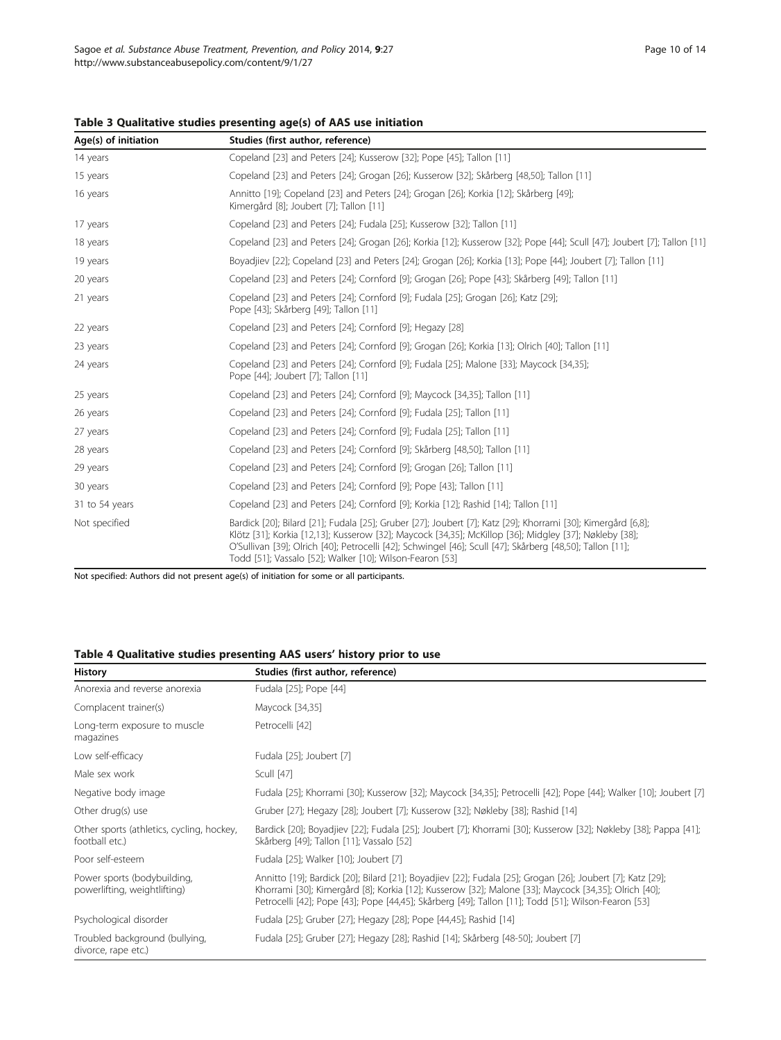**Table 3 Qualitative studies presenting age(s) of AAS use initiation**

| Age(s) of initiation | Studies (first author, reference) |
|---|---|
| 14 years | Copeland [23] and Peters [24]; Kusserow [32]; Pope [45]; Tallon [11] |
| 15 years | Copeland [23] and Peters [24]; Grogan [26]; Kusserow [32]; Skårberg [48,50]; Tallon [11] |
| 16 years | Annitto [19]; Copeland [23] and Peters [24]; Grogan [26]; Korkia [12]; Skårberg [49]; Kimergård [8]; Joubert [7]; Tallon [11] |
| 17 years | Copeland [23] and Peters [24]; Fudala [25]; Kusserow [32]; Tallon [11] |
| 18 years | Copeland [23] and Peters [24]; Grogan [26]; Korkia [12]; Kusserow [32]; Pope [44]; Scull [47]; Joubert [7]; Tallon [11] |
| 19 years | Boyadjiev [22]; Copeland [23] and Peters [24]; Grogan [26]; Korkia [13]; Pope [44]; Joubert [7]; Tallon [11] |
| 20 years | Copeland [23] and Peters [24]; Cornford [9]; Grogan [26]; Pope [43]; Skårberg [49]; Tallon [11] |
| 21 years | Copeland [23] and Peters [24]; Cornford [9]; Fudala [25]; Grogan [26]; Katz [29]; Pope [43]; Skårberg [49]; Tallon [11] |
| 22 years | Copeland [23] and Peters [24]; Cornford [9]; Hegazy [28] |
| 23 years | Copeland [23] and Peters [24]; Cornford [9]; Grogan [26]; Korkia [13]; Olrich [40]; Tallon [11] |
| 24 years | Copeland [23] and Peters [24]; Cornford [9]; Fudala [25]; Malone [33]; Maycock [34,35]; Pope [44]; Joubert [7]; Tallon [11] |
| 25 years | Copeland [23] and Peters [24]; Cornford [9]; Maycock [34,35]; Tallon [11] |
| 26 years | Copeland [23] and Peters [24]; Cornford [9]; Fudala [25]; Tallon [11] |
| 27 years | Copeland [23] and Peters [24]; Cornford [9]; Fudala [25]; Tallon [11] |
| 28 years | Copeland [23] and Peters [24]; Cornford [9]; Skårberg [48,50]; Tallon [11] |
| 29 years | Copeland [23] and Peters [24]; Cornford [9]; Grogan [26]; Tallon [11] |
| 30 years | Copeland [23] and Peters [24]; Cornford [9]; Pope [43]; Tallon [11] |
| 31 to 54 years | Copeland [23] and Peters [24]; Cornford [9]; Korkia [12]; Rashid [14]; Tallon [11] |
| Not specified | Bardick [20]; Bilard [21]; Fudala [25]; Gruber [27]; Joubert [7]; Katz [29]; Khorrami [30]; Kimergård [6,8]; Klötz [31]; Korkia [12,13]; Kusserow [32]; Maycock [34,35]; McKillop [36]; Midgley [37]; Nøkleby [38]; O'Sullivan [39]; Olrich [40]; Petrocelli [42]; Schwingel [46]; Scull [47]; Skårberg [48,50]; Tallon [11]; Todd [51]; Vassalo [52]; Walker [10]; Wilson-Fearon [53] |

Not specified: Authors did not present age(s) of initiation for some or all participants.

**Table 4 Qualitative studies presenting AAS users' history prior to use**

| History | Studies (first author, reference) |
|---|---|
| Anorexia and reverse anorexia | Fudala [25]; Pope [44] |
| Complacent trainer(s) | Maycock [34,35] |
| Long-term exposure to muscle magazines | Petrocelli [42] |
| Low self-efficacy | Fudala [25]; Joubert [7] |
| Male sex work | Scull [47] |
| Negative body image | Fudala [25]; Khorrami [30]; Kusserow [32]; Maycock [34,35]; Petrocelli [42]; Pope [44]; Walker [10]; Joubert [7] |
| Other drug(s) use | Gruber [27]; Hegazy [28]; Joubert [7]; Kusserow [32]; Nøkleby [38]; Rashid [14] |
| Other sports (athletics, cycling, hockey, football etc.) | Bardick [20]; Boyadjiev [22]; Fudala [25]; Joubert [7]; Khorrami [30]; Kusserow [32]; Nøkleby [38]; Pappa [41]; Skårberg [49]; Tallon [11]; Vassalo [52] |
| Poor self-esteem | Fudala [25]; Walker [10]; Joubert [7] |
| Power sports (bodybuilding, powerlifting, weightlifting) | Annitto [19]; Bardick [20]; Bilard [21]; Boyadjiev [22]; Fudala [25]; Grogan [26]; Joubert [7]; Katz [29]; Khorrami [30]; Kimergård [8]; Korkia [12]; Kusserow [32]; Malone [33]; Maycock [34,35]; Olrich [40]; Petrocelli [42]; Pope [43]; Pope [44,45]; Skårberg [49]; Tallon [11]; Todd [51]; Wilson-Fearon [53] |
| Psychological disorder | Fudala [25]; Gruber [27]; Hegazy [28]; Pope [44,45]; Rashid [14] |
| Troubled background (bullying, divorce, rape etc.) | Fudala [25]; Gruber [27]; Hegazy [28]; Rashid [14]; Skårberg [48-50]; Joubert [7] |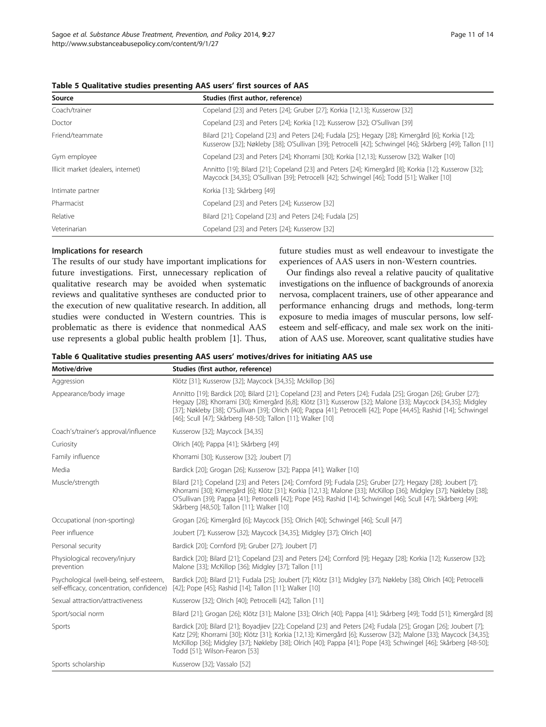**Table 5 Qualitative studies presenting AAS users' first sources of AAS**

| Source | Studies (first author, reference) |
|---|---|
| Coach/trainer | Copeland [23] and Peters [24]; Gruber [27]; Korkia [12,13]; Kusserow [32] |
| Doctor | Copeland [23] and Peters [24]; Korkia [12]; Kusserow [32]; O'Sullivan [39] |
| Friend/teammate | Bilard [21]; Copeland [23] and Peters [24]; Fudala [25]; Hegazy [28]; Kimergård [6]; Korkia [12]; Kusserow [32]; Nøkleby [38]; O'Sullivan [39]; Petrocelli [42]; Schwingel [46]; Skårberg [49]; Tallon [11] |
| Gym employee | Copeland [23] and Peters [24]; Khorrami [30]; Korkia [12,13]; Kusserow [32]; Walker [10] |
| Illicit market (dealers, internet) | Annitto [19]; Bilard [21]; Copeland [23] and Peters [24]; Kimergård [8]; Korkia [12]; Kusserow [32]; Maycock [34,35]; O'Sullivan [39]; Petrocelli [42]; Schwingel [46]; Todd [51]; Walker [10] |
| Intimate partner | Korkia [13]; Skårberg [49] |
| Pharmacist | Copeland [23] and Peters [24]; Kusserow [32] |
| Relative | Bilard [21]; Copeland [23] and Peters [24]; Fudala [25] |
| Veterinarian | Copeland [23] and Peters [24]; Kusserow [32] |

#### Implications for research

The results of our study have important implications for future investigations. First, unnecessary replication of qualitative research may be avoided when systematic reviews and qualitative syntheses are conducted prior to the execution of new qualitative research. In addition, all studies were conducted in Western countries. This is problematic as there is evidence that nonmedical AAS use represents a global public health problem [1]. Thus, future studies must as well endeavour to investigate the experiences of AAS users in non-Western countries.

Our findings also reveal a relative paucity of qualitative investigations on the influence of backgrounds of anorexia nervosa, complacent trainers, use of other appearance and performance enhancing drugs and methods, long-term exposure to media images of muscular persons, low self-esteem and self-efficacy, and male sex work on the initiation of AAS use. Moreover, scant qualitative studies have

**Table 6 Qualitative studies presenting AAS users' motives/drives for initiating AAS use**

| Motive/drive | Studies (first author, reference) |
|---|---|
| Aggression | Klötz [31]; Kusserow [32]; Maycock [34,35]; Mckillop [36] |
| Appearance/body image | Annitto [19]; Bardick [20]; Bilard [21]; Copeland [23] and Peters [24]; Fudala [25]; Grogan [26]; Gruber [27]; Hegazy [28]; Khorrami [30]; Kimergård [6,8]; Klötz [31]; Kusserow [32]; Malone [33]; Maycock [34,35]; Midgley [37]; Nøkleby [38]; O'Sullivan [39]; Olrich [40]; Pappa [41]; Petrocelli [42]; Pope [44,45]; Rashid [14]; Schwingel [46]; Scull [47]; Skårberg [48-50]; Tallon [11]; Walker [10] |
| Coach's/trainer's approval/influence | Kusserow [32]; Maycock [34,35] |
| Curiosity | Olrich [40]; Pappa [41]; Skårberg [49] |
| Family influence | Khorrami [30]; Kusserow [32]; Joubert [7] |
| Media | Bardick [20]; Grogan [26]; Kusserow [32]; Pappa [41]; Walker [10] |
| Muscle/strength | Bilard [21]; Copeland [23] and Peters [24]; Cornford [9]; Fudala [25]; Gruber [27]; Hegazy [28]; Joubert [7]; Khorrami [30]; Kimergård [6]; Klötz [31]; Korkia [12,13]; Malone [33]; McKillop [36]; Midgley [37]; Nøkleby [38]; O'Sullivan [39]; Pappa [41]; Petrocelli [42]; Pope [45]; Rashid [14]; Schwingel [46]; Scull [47]; Skårberg [49]; Skårberg [48,50]; Tallon [11]; Walker [10] |
| Occupational (non-sporting) | Grogan [26]; Kimergård [6]; Maycock [35]; Olrich [40]; Schwingel [46]; Scull [47] |
| Peer influence | Joubert [7]; Kusserow [32]; Maycock [34,35]; Midgley [37]; Olrich [40] |
| Personal security | Bardick [20]; Cornford [9]; Gruber [27]; Joubert [7] |
| Physiological recovery/injury prevention | Bardick [20]; Bilard [21]; Copeland [23] and Peters [24]; Cornford [9]; Hegazy [28]; Korkia [12]; Kusserow [32]; Malone [33]; McKillop [36]; Midgley [37]; Tallon [11] |
| Psychological (well-being, self-esteem, self-efficacy, concentration, confidence) | Bardick [20]; Bilard [21]; Fudala [25]; Joubert [7]; Klötz [31]; Midgley [37]; Nøkleby [38]; Olrich [40]; Petrocelli [42]; Pope [45]; Rashid [14]; Tallon [11]; Walker [10] |
| Sexual attraction/attractiveness | Kusserow [32]; Olrich [40]; Petrocelli [42]; Tallon [11] |
| Sport/social norm | Bilard [21]; Grogan [26]; Klötz [31]; Malone [33]; Olrich [40]; Pappa [41]; Skårberg [49]; Todd [51]; Kimergård [8] |
| Sports | Bardick [20]; Bilard [21]; Boyadjiev [22]; Copeland [23] and Peters [24]; Fudala [25]; Grogan [26]; Joubert [7]; Katz [29]; Khorrami [30]; Klötz [31]; Korkia [12,13]; Kimergård [6]; Kusserow [32]; Malone [33]; Maycock [34,35]; McKillop [36]; Midgley [37]; Nøkleby [38]; Olrich [40]; Pappa [41]; Pope [43]; Schwingel [46]; Skårberg [48-50]; Todd [51]; Wilson-Fearon [53] |
| Sports scholarship | Kusserow [32]; Vassalo [52] |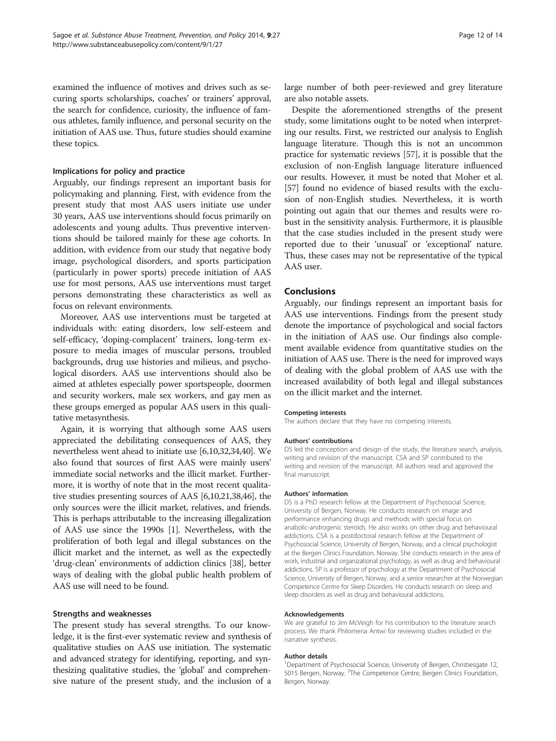examined the influence of motives and drives such as securing sports scholarships, coaches' or trainers' approval, the search for confidence, curiosity, the influence of famous athletes, family influence, and personal security on the initiation of AAS use. Thus, future studies should examine these topics.

#### Implications for policy and practice

Arguably, our findings represent an important basis for policymaking and planning. First, with evidence from the present study that most AAS users initiate use under 30 years, AAS use interventions should focus primarily on adolescents and young adults. Thus preventive interventions should be tailored mainly for these age cohorts. In addition, with evidence from our study that negative body image, psychological disorders, and sports participation (particularly in power sports) precede initiation of AAS use for most persons, AAS use interventions must target persons demonstrating these characteristics as well as focus on relevant environments.

Moreover, AAS use interventions must be targeted at individuals with: eating disorders, low self-esteem and self-efficacy, 'doping-complacent' trainers, long-term exposure to media images of muscular persons, troubled backgrounds, drug use histories and milieus, and psychological disorders. AAS use interventions should also be aimed at athletes especially power sportspeople, doormen and security workers, male sex workers, and gay men as these groups emerged as popular AAS users in this qualitative metasynthesis.

Again, it is worrying that although some AAS users appreciated the debilitating consequences of AAS, they nevertheless went ahead to initiate use [6,10,32,34,40]. We also found that sources of first AAS were mainly users' immediate social networks and the illicit market. Furthermore, it is worthy of note that in the most recent qualitative studies presenting sources of AAS [6,10,21,38,46], the only sources were the illicit market, relatives, and friends. This is perhaps attributable to the increasing illegalization of AAS use since the 1990s [1]. Nevertheless, with the proliferation of both legal and illegal substances on the illicit market and the internet, as well as the expectedly 'drug-clean' environments of addiction clinics [38], better ways of dealing with the global public health problem of AAS use will need to be found.

#### Strengths and weaknesses

The present study has several strengths. To our knowledge, it is the first-ever systematic review and synthesis of qualitative studies on AAS use initiation. The systematic and advanced strategy for identifying, reporting, and synthesizing qualitative studies, the 'global' and comprehensive nature of the present study, and the inclusion of a large number of both peer-reviewed and grey literature are also notable assets.

Despite the aforementioned strengths of the present study, some limitations ought to be noted when interpreting our results. First, we restricted our analysis to English language literature. Though this is not an uncommon practice for systematic reviews [57], it is possible that the exclusion of non-English language literature influenced our results. However, it must be noted that Moher et al. [57] found no evidence of biased results with the exclusion of non-English studies. Nevertheless, it is worth pointing out again that our themes and results were robust in the sensitivity analysis. Furthermore, it is plausible that the case studies included in the present study were reported due to their 'unusual' or 'exceptional' nature. Thus, these cases may not be representative of the typical AAS user.

## Conclusions

Arguably, our findings represent an important basis for AAS use interventions. Findings from the present study denote the importance of psychological and social factors in the initiation of AAS use. Our findings also complement available evidence from quantitative studies on the initiation of AAS use. There is the need for improved ways of dealing with the global problem of AAS use with the increased availability of both legal and illegal substances on the illicit market and the internet.

#### Competing interests

The authors declare that they have no competing interests.

#### Authors' contributions

DS led the conception and design of the study, the literature search, analysis, writing and revision of the manuscript. CSA and SP contributed to the writing and revision of the manuscript. All authors read and approved the final manuscript.

#### Authors' information

DS is a PhD research fellow at the Department of Psychosocial Science, University of Bergen, Norway. He conducts research on image and performance enhancing drugs and methods with special focus on anabolic-androgenic steroids. He also works on other drug and behavioural addictions. CSA is a postdoctoral research fellow at the Department of Psychosocial Science, University of Bergen, Norway, and a clinical psychologist at the Bergen Clinics Foundation, Norway. She conducts research in the area of work, industrial and organizational psychology, as well as drug and behavioural addictions. SP is a professor of psychology at the Department of Psychosocial Science, University of Bergen, Norway, and a senior researcher at the Norwegian Competence Centre for Sleep Disorders. He conducts research on sleep and sleep disorders as well as drug and behavioural addictions.

#### Acknowledgements

We are grateful to Jim McVeigh for his contribution to the literature search process. We thank Philomena Antwi for reviewing studies included in the narrative synthesis.

#### Author details

[1]Department of Psychosocial Science, University of Bergen, Christiesgate 12, 5015 Bergen, Norway. [2]The Competence Centre, Bergen Clinics Foundation, Bergen, Norway.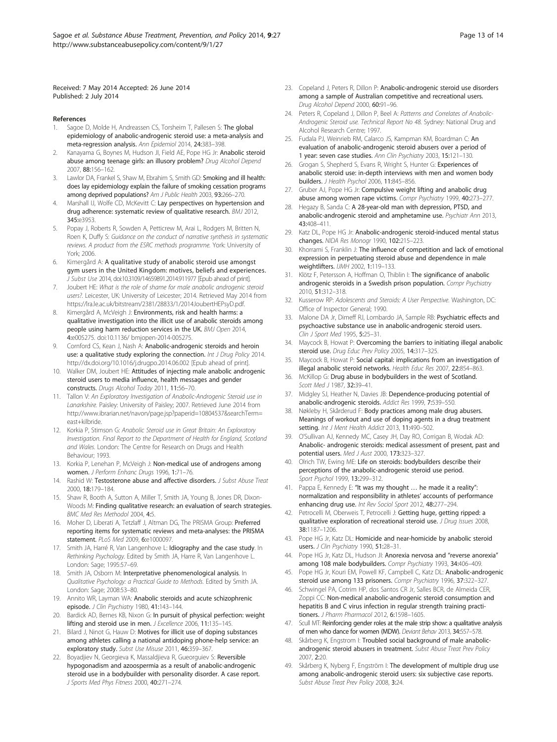Received: 7 May 2014 Accepted: 26 June 2014
Published: 2 July 2014

## References

1. Sagoe D, Molde H, Andreassen CS, Torsheim T, Pallesen S: **The global epidemiology of anabolic-androgenic steroid use: a meta-analysis and meta-regression analysis.** *Ann Epidemiol* 2014, **24:**383–398.
2. Kanayama G, Boynes M, Hudson JI, Field AE, Pope HG Jr: **Anabolic steroid abuse among teenage girls: an illusory problem?** *Drug Alcohol Depend* 2007, **88:**156–162.
3. Lawlor DA, Frankel S, Shaw M, Ebrahim S, Smith GD: **Smoking and ill health: does lay epidemiology explain the failure of smoking cessation programs among deprived populations?** *Am J Public Health* 2003, **93:**266–270.
4. Marshall IJ, Wolfe CD, McKevitt C: **Lay perspectives on hypertension and drug adherence: systematic review of qualitative research.** *BMJ* 2012, **345:**e3953.
5. Popay J, Roberts R, Sowden A, Petticrew M, Arai L, Rodgers M, Britten N, Roen K, Duffy S: *Guidance on the conduct of narrative synthesis in systematic reviews. A product from the ESRC methods programme.* York: University of York; 2006.
6. Kimergård A: **A qualitative study of anabolic steroid use amongst gym users in the United Kingdom: motives, beliefs and experiences.** *J Subst Use* 2014, doi:10.3109/14659891.2014.911977 [Epub ahead of print].
7. Joubert HE: *What is the role of shame for male anabolic androgenic steroid users?.* Leicester, UK: University of Leicester; 2014. Retrieved May 2014 from https://lra.le.ac.uk/bitstream/2381/28833/1/2014JoubertHEPsyD.pdf.
8. Kimergård A, McVeigh J: **Environments, risk and health harms: a qualitative investigation into the illicit use of anabolic steroids among people using harm reduction services in the UK.** *BMJ Open* 2014, **4:**e005275. doi:10.1136/ bmjopen-2014-005275.
9. Cornford CS, Kean J, Nash A: **Anabolic-androgenic steroids and heroin use: a qualitative study exploring the connection.** *Int J Drug Policy* 2014. http://dx.doi.org/10.1016/j.drugpo.2014.06.002 [Epub ahead of print].
10. Walker DM, Joubert HE: **Attitudes of injecting male anabolic androgenic steroid users to media influence, health messages and gender constructs.** *Drugs Alcohol Today* 2011, **11:**56–70.
11. Tallon V: *An Exploratory Investigation of Anabolic-Androgenic Steroid use in Lanarkshire.* Paisley: University of Paisley; 2007. Retrieved June 2014 from http://www.ibrarian.net/navon/page.jsp?paperid=10804537&searchTerm=east+kilbride.
12. Korkia P, Stimson G: *Anabolic Steroid use in Great Britain: An Exploratory Investigation. Final Report to the Department of Health for England, Scotland and Wales.* London: The Centre for Research on Drugs and Health Behaviour; 1993.
13. Korkia P, Lenehan P, McVeigh J: **Non-medical use of androgens among women.** *J Perform Enhanc Drugs* 1996, **1:**71–76.
14. Rashid W: **Testosterone abuse and affective disorders.** *J Subst Abuse Treat* 2000, **18:**179–184.
15. Shaw R, Booth A, Sutton A, Miller T, Smith JA, Young B, Jones DR, Dixon-Woods M: **Finding qualitative research: an evaluation of search strategies.** *BMC Med Res Methodol* 2004, **4:**5.
16. Moher D, Liberati A, Tetzlaff J, Altman DG, The PRISMA Group: **Preferred reporting items for systematic reviews and meta-analyses: the PRISMA statement.** *PLoS Med* 2009, **6:**e1000097.
17. Smith JA, Harré R, Van Langenhove L: **Idiography and the case study.** In *Rethinking Psychology.* Edited by Smith JA, Harre R, Van Langenhove L. London: Sage; 1995:57–69.
18. Smith JA, Osborn M: **Interpretative phenomenological analysis.** In *Qualitative Psychology: a Practical Guide to Methods.* Edited by Smith JA. London: Sage; 2008:53–80.
19. Annito WR, Layman WA: **Anabolic steroids and acute schizophrenic episode.** *J Clin Psychiatry* 1980, **41:**143–144.
20. Bardick AD, Bernes KB, Nixon G: **In pursuit of physical perfection: weight lifting and steroid use in men.** *J Excellence* 2006, **11:**135–145.
21. Bilard J, Ninot G, Hauw D: **Motives for illicit use of doping substances among athletes calling a national antidoping phone-help service: an exploratory study.** *Subst Use Misuse* 2011, **46:**359–367.
22. Boyadjiev N, Georgieva K, Massaldjieva R, Gueorguiev S: **Reversible hypogonadism and azoospermia as a result of anabolic-androgenic steroid use in a bodybuilder with personality disorder. A case report.** *J Sports Med Phys Fitness* 2000, **40:**271–274.
23. Copeland J, Peters R, Dillon P: **Anabolic-androgenic steroid use disorders among a sample of Australian competitive and recreational users.** *Drug Alcohol Depend* 2000, **60:**91–96.
24. Peters R, Copeland J, Dillon P, Beel A: *Patterns and Correlates of Anabolic-Androgenic Steroid use. Technical Report No 48.* Sydney: National Drug and Alcohol Research Centre; 1997.
25. Fudala PJ, Weinrieb RM, Calarco JS, Kampman KM, Boardman C: **An evaluation of anabolic-androgenic steroid abusers over a period of 1 year: seven case studies.** *Ann Clin Psychiatry* 2003, **15:**121–130.
26. Grogan S, Shepherd S, Evans R, Wright S, Hunter G: **Experiences of anabolic steroid use: in-depth interviews with men and women body builders.** *J Health Psychol* 2006, **11:**845–856.
27. Gruber AJ, Pope HG Jr: **Compulsive weight lifting and anabolic drug abuse among women rape victims.** *Compr Psychiatry* 1999, **40:**273–277.
28. Hegazy B, Sanda C: **A 28-year-old man with depression, PTSD, and anabolic-androgenic steroid and amphetamine use.** *Psychiatr Ann* 2013, **43:**408–411.
29. Katz DL, Pope HG Jr: **Anabolic-androgenic steroid-induced mental status changes.** *NIDA Res Monogr* 1990, **102:**215–223.
30. Khorrami S, Franklin J: **The influence of competition and lack of emotional expression in perpetuating steroid abuse and dependence in male weightlifters.** *IJMH* 2002, **1:**119–133.
31. Klötz F, Petersson A, Hoffman O, Thiblin I: **The significance of anabolic androgenic steroids in a Swedish prison population.** *Compr Psychiatry* 2010, **51:**312–318.
32. Kusserow RP: *Adolescents and Steroids: A User Perspective.* Washington, DC: Office of Inspector General; 1990.
33. Malone DA Jr, Dimeff RJ, Lombardo JA, Sample RB: **Psychiatric effects and psychoactive substance use in anabolic-androgenic steroid users.** *Clin J Sport Med* 1995, **5:**25–31.
34. Maycock B, Howat P: **Overcoming the barriers to initiating illegal anabolic steroid use.** *Drug Educ Prev Policy* 2005, **14:**317–325.
35. Maycock B, Howat P: **Social capital: implications from an investigation of illegal anabolic steroid networks.** *Health Educ Res* 2007, **22:**854–863.
36. McKillop G: **Drug abuse in bodybuilders in the west of Scotland.** *Scott Med J* 1987, **32:**39–41.
37. Midgley SJ, Heather N, Davies JB: **Dependence-producing potential of anabolic-androgenic steroids.** *Addict Res* 1999, **7:**539–550.
38. Nøkleby H, Skårderud F: **Body practices among male drug abusers. Meanings of workout and use of doping agents in a drug treatment setting.** *Int J Ment Health Addict* 2013, **11:**490–502.
39. O'Sullivan AJ, Kennedy MC, Casey JH, Day RO, Corrigan B, Wodak AD: **Anabolic- androgenic steroids: medical assessment of present, past and potential users.** *Med J Aust* 2000, **173:**323–327.
40. Olrich TW, Ewing ME: **Life on steroids: bodybuilders describe their perceptions of the anabolic-androgenic steroid use period.** *Sport Psychol* 1999, **13:**299–312.
41. Pappa E, Kennedy E: **"It was my thought … he made it a reality": normalization and responsibility in athletes' accounts of performance enhancing drug use.** *Int Rev Sociol Sport* 2012, **48:**277–294.
42. Petrocelli M, Oberweis T, Petrocelli J: **Getting huge, getting ripped: a qualitative exploration of recreational steroid use.** *J Drug Issues* 2008, **38:**1187–1206.
43. Pope HG Jr, Katz DL: **Homicide and near-homicide by anabolic steroid users.** *J Clin Psychiatry* 1990, **51:**28–31.
44. Pope HG Jr, Katz DL, Hudson JI: **Anorexia nervosa and "reverse anorexia" among 108 male bodybuilders.** *Compr Psychiatry* 1993, **34:**406–409.
45. Pope HG Jr, Kouri EM, Powell KF, Campbell C, Katz DL: **Anabolic-androgenic steroid use among 133 prisoners.** *Compr Psychiatry* 1996, **37:**322–327.
46. Schwingel PA, Cotrim HP, dos Santos CR Jr, Salles BCR, de Almeida CER, Zoppi CC: **Non-medical anabolic-androgenic steroid consumption and hepatitis B and C virus infection in regular strength training practitioners.** *J Pharm Pharmacol* 2012, **6:**1598–1605.
47. Scull MT: **Reinforcing gender roles at the male strip show: a qualitative analysis of men who dance for women (MDW).** *Deviant Behav* 2013, **34:**557–578.
48. Skårberg K, Engstrom I: **Troubled social background of male anabolic-androgenic steroid abusers in treatment.** *Subst Abuse Treat Prev Policy* 2007, **2:**20.
49. Skårberg K, Nyberg F, Engström I: **The development of multiple drug use among anabolic-androgenic steroid users: six subjective case reports.** *Subst Abuse Treat Prev Policy* 2008, **3:**24.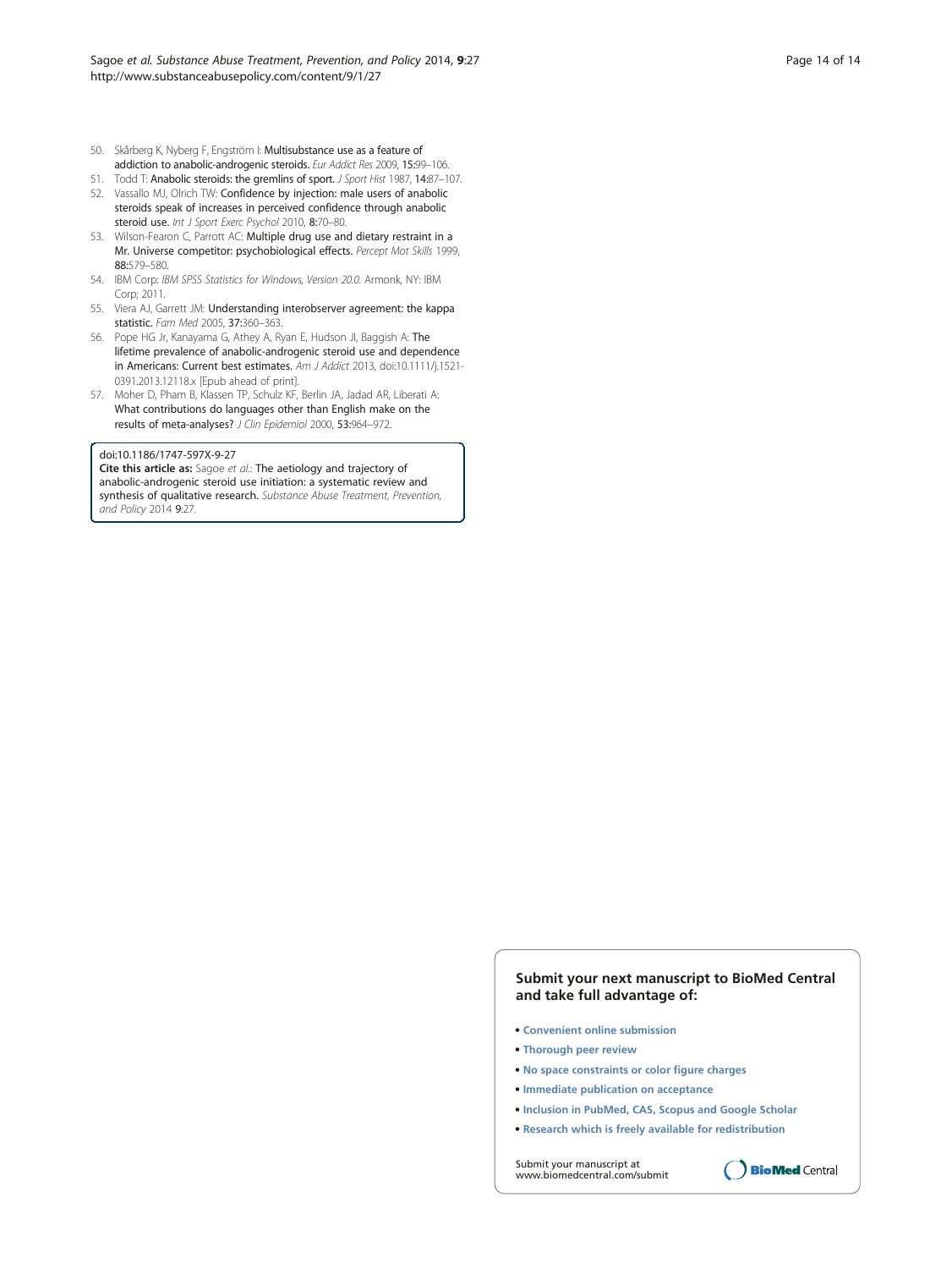50. Skårberg K, Nyberg F, Engström I: **Multisubstance use as a feature of addiction to anabolic-androgenic steroids.** *Eur Addict Res* 2009, **15:**99–106.
51. Todd T: **Anabolic steroids: the gremlins of sport.** *J Sport Hist* 1987, **14:**87–107.
52. Vassallo MJ, Olrich TW: **Confidence by injection: male users of anabolic steroids speak of increases in perceived confidence through anabolic steroid use.** *Int J Sport Exerc Psychol* 2010, **8:**70–80.
53. Wilson-Fearon C, Parrott AC: **Multiple drug use and dietary restraint in a Mr. Universe competitor: psychobiological effects.** *Percept Mot Skills* 1999, **88:**579–580.
54. IBM Corp: *IBM SPSS Statistics for Windows, Version 20.0.* Armonk, NY: IBM Corp; 2011.
55. Viera AJ, Garrett JM: **Understanding interobserver agreement: the kappa statistic.** *Fam Med* 2005, **37:**360–363.
56. Pope HG Jr, Kanayama G, Athey A, Ryan E, Hudson JI, Baggish A: **The lifetime prevalence of anabolic-androgenic steroid use and dependence in Americans: Current best estimates.** *Am J Addict* 2013, doi:10.1111/j.1521-0391.2013.12118.x [Epub ahead of print].
57. Moher D, Pham B, Klassen TP, Schulz KF, Berlin JA, Jadad AR, Liberati A: **What contributions do languages other than English make on the results of meta-analyses?** *J Clin Epidemiol* 2000, **53:**964–972.

doi:10.1186/1747-597X-9-27
**Cite this article as:** Sagoe *et al.*: The aetiology and trajectory of anabolic-androgenic steroid use initiation: a systematic review and synthesis of qualitative research. *Substance Abuse Treatment, Prevention, and Policy* 2014 **9**:27.

**Submit your next manuscript to BioMed Central and take full advantage of:**

- **Convenient online submission**
- **Thorough peer review**
- **No space constraints or color figure charges**
- **Immediate publication on acceptance**
- **Inclusion in PubMed, CAS, Scopus and Google Scholar**
- **Research which is freely available for redistribution**

Submit your manuscript at
www.biomedcentral.com/submit